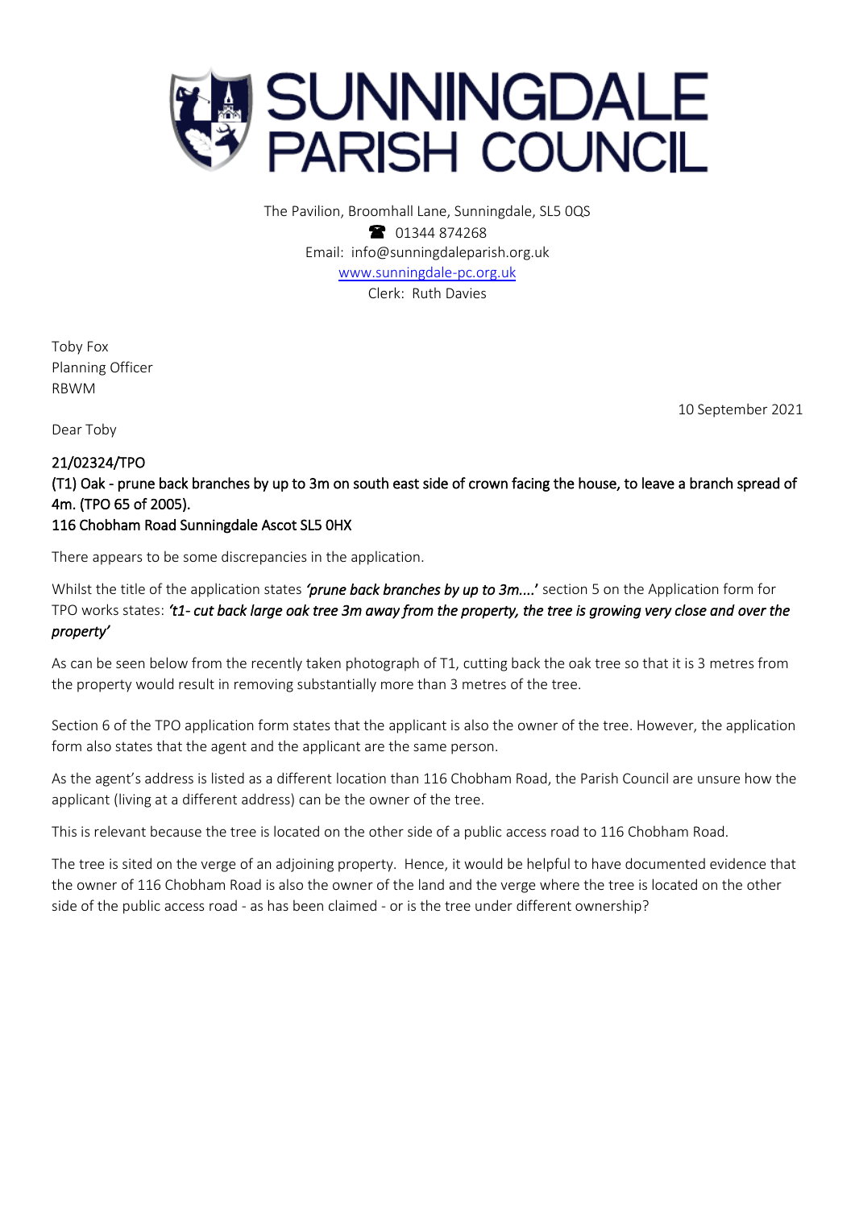# SUNNINGDALE PARISH COUNCIL

The Pavilion, Broomhall Lane, Sunningdale, SL5 0QS
☎ 01344 874268
Email: info@sunningdaleparish.org.uk
[www.sunningdale-pc.org.uk](http://www.sunningdale-pc.org.uk)
Clerk: Ruth Davies

Toby Fox
Planning Officer
RBWM

10 September 2021

Dear Toby

**21/02324/TPO**
**(T1) Oak - prune back branches by up to 3m on south east side of crown facing the house, to leave a branch spread of 4m. (TPO 65 of 2005).**
**116 Chobham Road Sunningdale Ascot SL5 0HX**

There appears to be some discrepancies in the application.

Whilst the title of the application states ***'prune back branches by up to 3m….'*** section 5 on the Application form for TPO works states: ***'t1- cut back large oak tree 3m away from the property, the tree is growing very close and over the property'***

As can be seen below from the recently taken photograph of T1, cutting back the oak tree so that it is 3 metres from the property would result in removing substantially more than 3 metres of the tree.

Section 6 of the TPO application form states that the applicant is also the owner of the tree. However, the application form also states that the agent and the applicant are the same person.

As the agent's address is listed as a different location than 116 Chobham Road, the Parish Council are unsure how the applicant (living at a different address) can be the owner of the tree.

This is relevant because the tree is located on the other side of a public access road to 116 Chobham Road.

The tree is sited on the verge of an adjoining property. Hence, it would be helpful to have documented evidence that the owner of 116 Chobham Road is also the owner of the land and the verge where the tree is located on the other side of the public access road - as has been claimed - or is the tree under different ownership?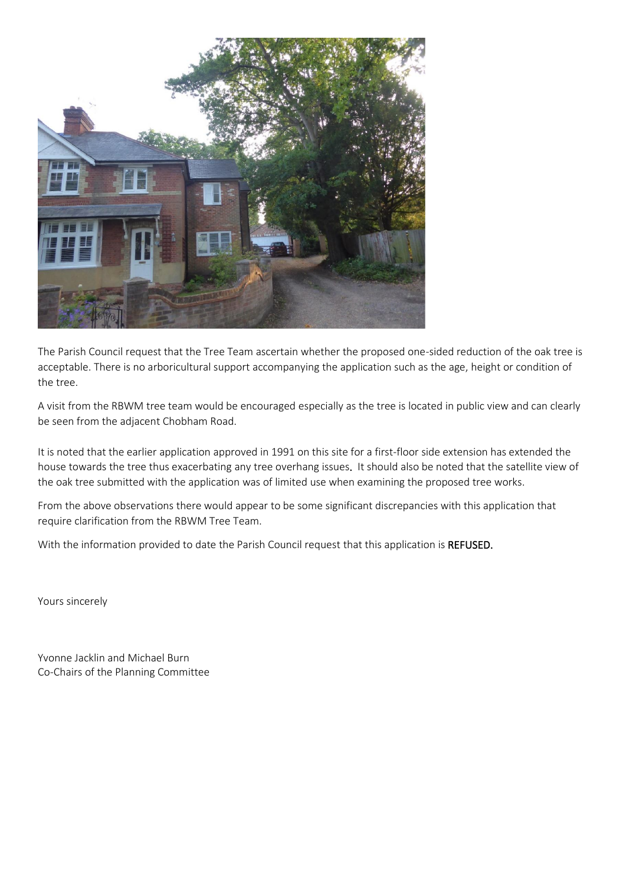The Parish Council request that the Tree Team ascertain whether the proposed one-sided reduction of the oak tree is acceptable. There is no arboricultural support accompanying the application such as the age, height or condition of the tree.

A visit from the RBWM tree team would be encouraged especially as the tree is located in public view and can clearly be seen from the adjacent Chobham Road.

It is noted that the earlier application approved in 1991 on this site for a first-floor side extension has extended the house towards the tree thus exacerbating any tree overhang issues. It should also be noted that the satellite view of the oak tree submitted with the application was of limited use when examining the proposed tree works.

From the above observations there would appear to be some significant discrepancies with this application that require clarification from the RBWM Tree Team.

With the information provided to date the Parish Council request that this application is **REFUSED.**

Yours sincerely

Yvonne Jacklin and Michael Burn
Co-Chairs of the Planning Committee